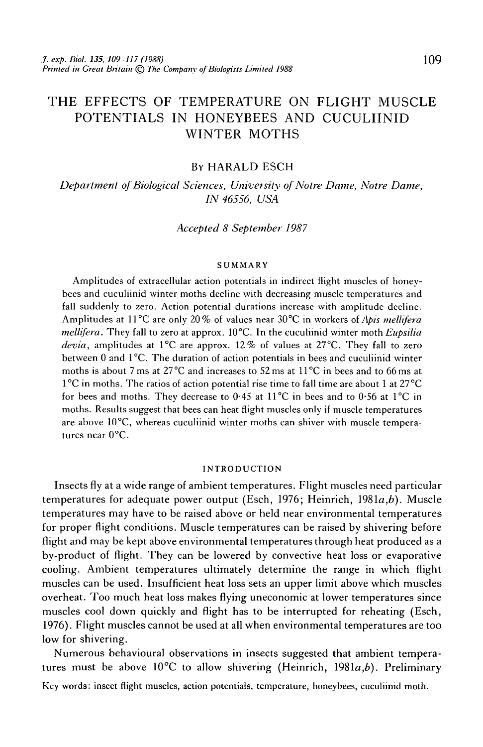# THE EFFECTS OF TEMPERATURE ON FLIGHT MUSCLE POTENTIALS IN HONEYBEES AND CUCULIINID WINTER MOTHS

By HARALD ESCH

*Department of Biological Sciences, University of Notre Dame, Notre Dame, IN 46556, USA*

*Accepted 8 September 1987*

## SUMMARY

Amplitudes of extracellular action potentials in indirect flight muscles of honeybees and cuculiinid winter moths decline with decreasing muscle temperatures and fall suddenly to zero. Action potential durations increase with amplitude decline. Amplitudes at 11 °C are only 20 % of values near 30 °C in workers of *Apis mellifera mellifera*. They fall to zero at approx. 10 °C. In the cuculiinid winter moth *Eupsilia devia*, amplitudes at 1 °C are approx. 12 % of values at 27 °C. They fall to zero between 0 and 1 °C. The duration of action potentials in bees and cuculiinid winter moths is about 7 ms at 27 °C and increases to 52 ms at 11 °C in bees and to 66 ms at 1 °C in moths. The ratios of action potential rise time to fall time are about 1 at 27 °C for bees and moths. They decrease to 0·45 at 11 °C in bees and to 0·56 at 1 °C in moths. Results suggest that bees can heat flight muscles only if muscle temperatures are above 10 °C, whereas cuculiinid winter moths can shiver with muscle temperatures near 0 °C.

## INTRODUCTION

Insects fly at a wide range of ambient temperatures. Flight muscles need particular temperatures for adequate power output (Esch, 1976; Heinrich, 1981*a*,*b*). Muscle temperatures may have to be raised above or held near environmental temperatures for proper flight conditions. Muscle temperatures can be raised by shivering before flight and may be kept above environmental temperatures through heat produced as a by-product of flight. They can be lowered by convective heat loss or evaporative cooling. Ambient temperatures ultimately determine the range in which flight muscles can be used. Insufficient heat loss sets an upper limit above which muscles overheat. Too much heat loss makes flying uneconomic at lower temperatures since muscles cool down quickly and flight has to be interrupted for reheating (Esch, 1976). Flight muscles cannot be used at all when environmental temperatures are too low for shivering.

Numerous behavioural observations in insects suggested that ambient temperatures must be above 10 °C to allow shivering (Heinrich, 1981*a*,*b*). Preliminary

Key words: insect flight muscles, action potentials, temperature, honeybees, cuculiinid moth.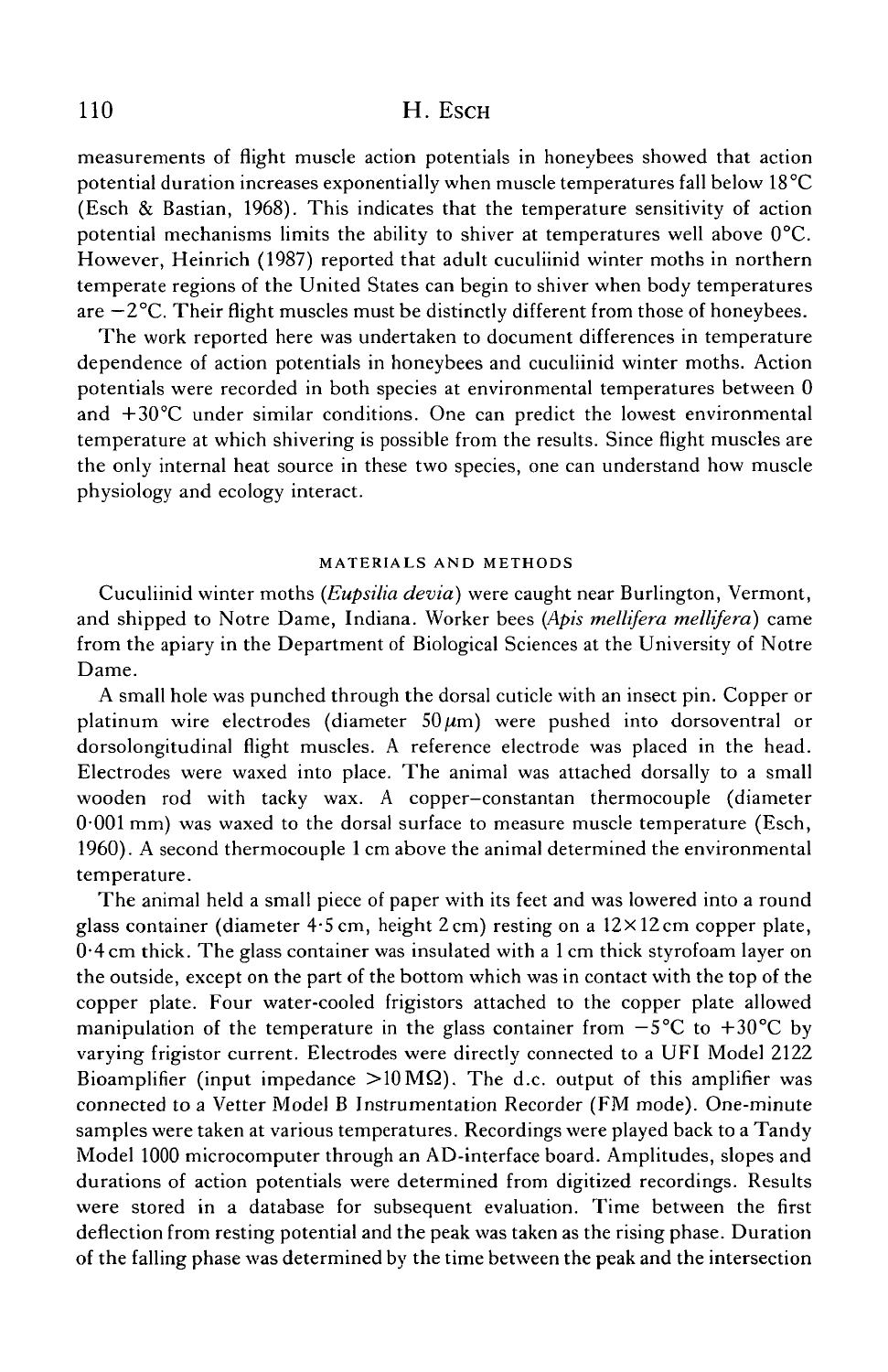measurements of flight muscle action potentials in honeybees showed that action potential duration increases exponentially when muscle temperatures fall below 18°C (Esch & Bastian, 1968). This indicates that the temperature sensitivity of action potential mechanisms limits the ability to shiver at temperatures well above 0°C. However, Heinrich (1987) reported that adult cuculiinid winter moths in northern temperate regions of the United States can begin to shiver when body temperatures are −2°C. Their flight muscles must be distinctly different from those of honeybees.

The work reported here was undertaken to document differences in temperature dependence of action potentials in honeybees and cuculiinid winter moths. Action potentials were recorded in both species at environmental temperatures between 0 and +30°C under similar conditions. One can predict the lowest environmental temperature at which shivering is possible from the results. Since flight muscles are the only internal heat source in these two species, one can understand how muscle physiology and ecology interact.

## MATERIALS AND METHODS

Cuculiinid winter moths (*Eupsilia devia*) were caught near Burlington, Vermont, and shipped to Notre Dame, Indiana. Worker bees (*Apis mellifera mellifera*) came from the apiary in the Department of Biological Sciences at the University of Notre Dame.

A small hole was punched through the dorsal cuticle with an insect pin. Copper or platinum wire electrodes (diameter $50\,\mu m$) were pushed into dorsoventral or dorsolongitudinal flight muscles. A reference electrode was placed in the head. Electrodes were waxed into place. The animal was attached dorsally to a small wooden rod with tacky wax. A copper–constantan thermocouple (diameter 0·001 mm) was waxed to the dorsal surface to measure muscle temperature (Esch, 1960). A second thermocouple 1 cm above the animal determined the environmental temperature.

The animal held a small piece of paper with its feet and was lowered into a round glass container (diameter 4·5 cm, height 2 cm) resting on a 12×12 cm copper plate, 0·4 cm thick. The glass container was insulated with a 1 cm thick styrofoam layer on the outside, except on the part of the bottom which was in contact with the top of the copper plate. Four water-cooled frigistors attached to the copper plate allowed manipulation of the temperature in the glass container from −5°C to +30°C by varying frigistor current. Electrodes were directly connected to a UFI Model 2122 Bioamplifier (input impedance $>10\,M\Omega$). The d.c. output of this amplifier was connected to a Vetter Model B Instrumentation Recorder (FM mode). One-minute samples were taken at various temperatures. Recordings were played back to a Tandy Model 1000 microcomputer through an AD-interface board. Amplitudes, slopes and durations of action potentials were determined from digitized recordings. Results were stored in a database for subsequent evaluation. Time between the first deflection from resting potential and the peak was taken as the rising phase. Duration of the falling phase was determined by the time between the peak and the intersection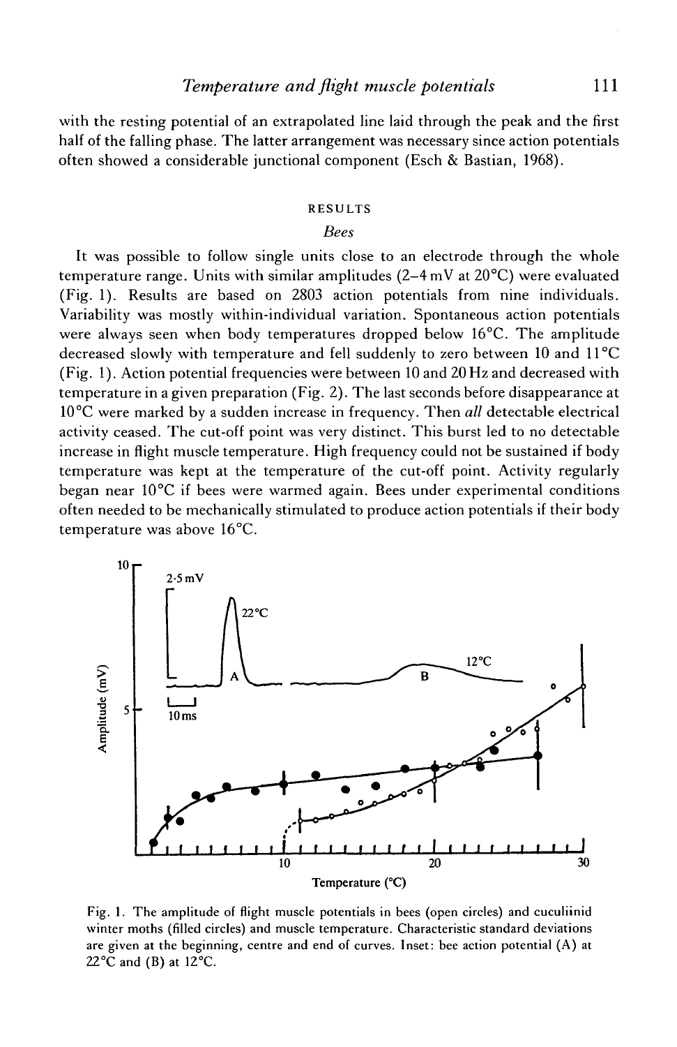with the resting potential of an extrapolated line laid through the peak and the first half of the falling phase. The latter arrangement was necessary since action potentials often showed a considerable junctional component (Esch & Bastian, 1968).

## RESULTS

### *Bees*

It was possible to follow single units close to an electrode through the whole temperature range. Units with similar amplitudes (2–4 mV at 20°C) were evaluated (Fig. 1). Results are based on 2803 action potentials from nine individuals. Variability was mostly within-individual variation. Spontaneous action potentials were always seen when body temperatures dropped below 16°C. The amplitude decreased slowly with temperature and fell suddenly to zero between 10 and 11°C (Fig. 1). Action potential frequencies were between 10 and 20 Hz and decreased with temperature in a given preparation (Fig. 2). The last seconds before disappearance at 10°C were marked by a sudden increase in frequency. Then *all* detectable electrical activity ceased. The cut-off point was very distinct. This burst led to no detectable increase in flight muscle temperature. High frequency could not be sustained if body temperature was kept at the temperature of the cut-off point. Activity regularly began near 10°C if bees were warmed again. Bees under experimental conditions often needed to be mechanically stimulated to produce action potentials if their body temperature was above 16°C.

Fig. 1. The amplitude of flight muscle potentials in bees (open circles) and cuculiinid winter moths (filled circles) and muscle temperature. Characteristic standard deviations are given at the beginning, centre and end of curves. Inset: bee action potential (A) at 22°C and (B) at 12°C.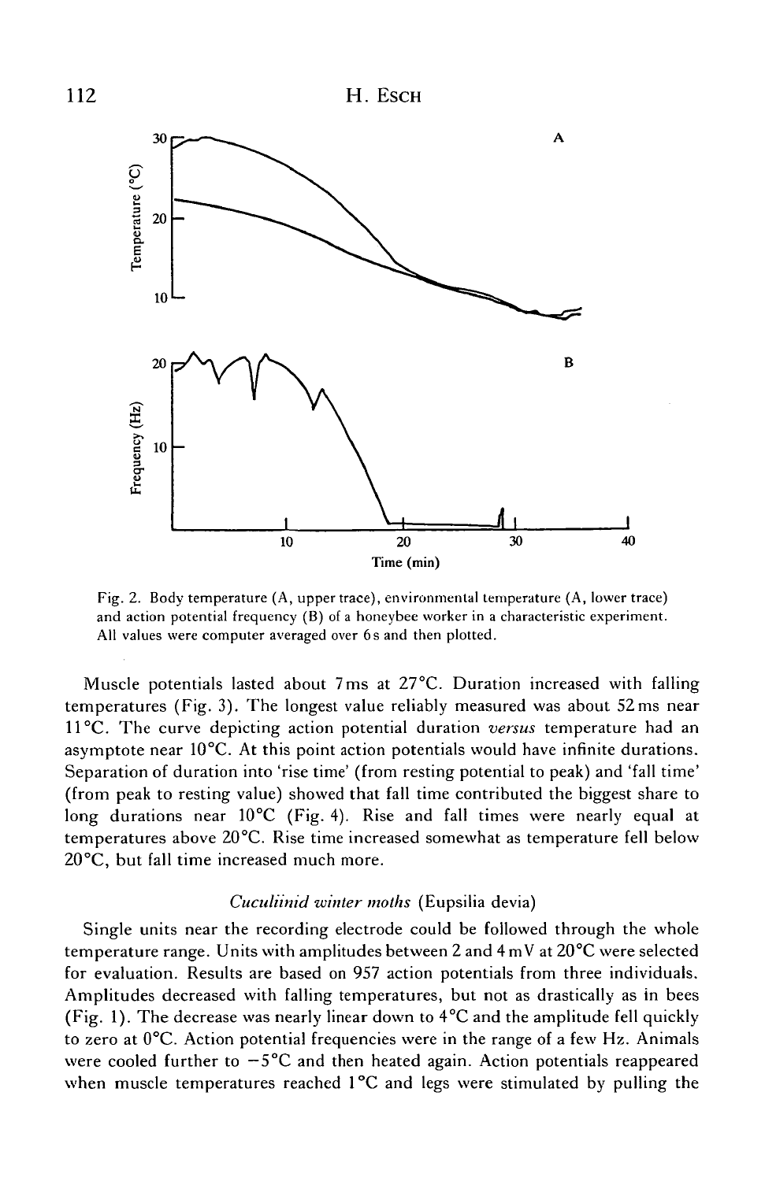Fig. 2. Body temperature (A, upper trace), environmental temperature (A, lower trace) and action potential frequency (B) of a honeybee worker in a characteristic experiment. All values were computer averaged over 6 s and then plotted.

Muscle potentials lasted about 7 ms at 27 °C. Duration increased with falling temperatures (Fig. 3). The longest value reliably measured was about 52 ms near 11 °C. The curve depicting action potential duration *versus* temperature had an asymptote near 10 °C. At this point action potentials would have infinite durations. Separation of duration into 'rise time' (from resting potential to peak) and 'fall time' (from peak to resting value) showed that fall time contributed the biggest share to long durations near 10 °C (Fig. 4). Rise and fall times were nearly equal at temperatures above 20 °C. Rise time increased somewhat as temperature fell below 20 °C, but fall time increased much more.

### *Cuculiinid winter moths* (Eupsilia devia)

Single units near the recording electrode could be followed through the whole temperature range. Units with amplitudes between 2 and 4 mV at 20 °C were selected for evaluation. Results are based on 957 action potentials from three individuals. Amplitudes decreased with falling temperatures, but not as drastically as in bees (Fig. 1). The decrease was nearly linear down to 4 °C and the amplitude fell quickly to zero at 0 °C. Action potential frequencies were in the range of a few Hz. Animals were cooled further to −5 °C and then heated again. Action potentials reappeared when muscle temperatures reached 1 °C and legs were stimulated by pulling the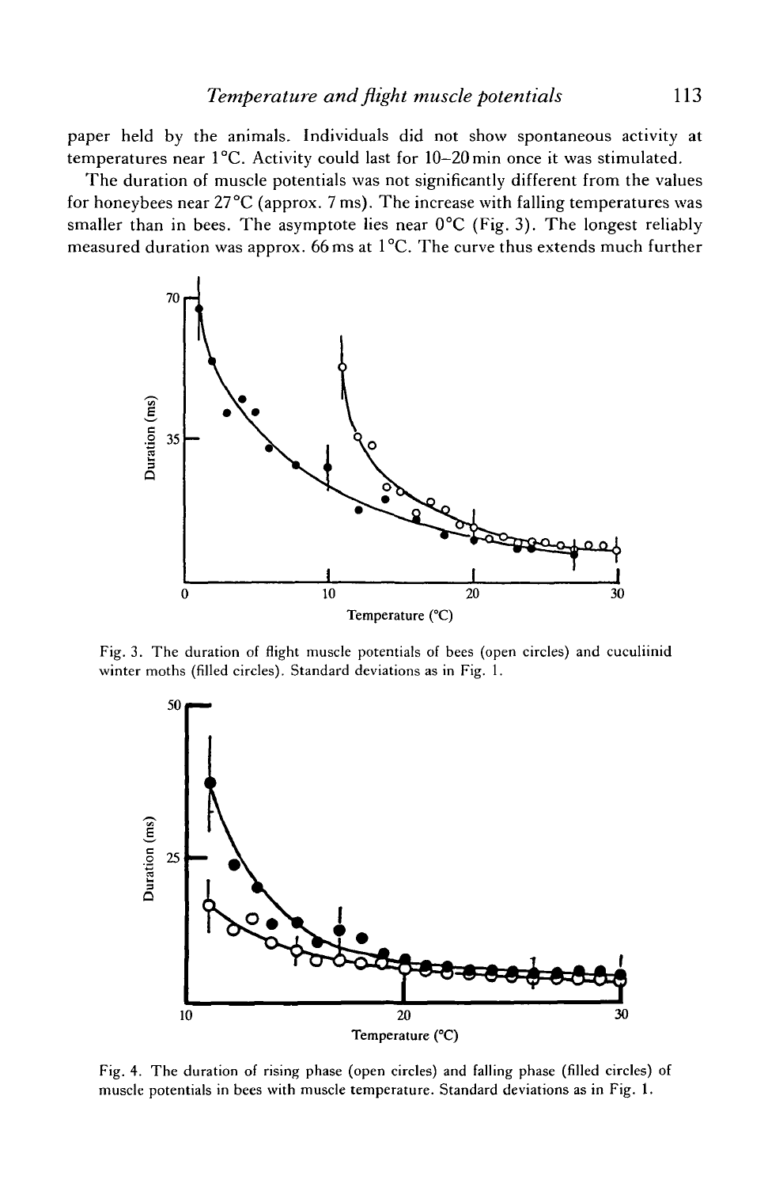paper held by the animals. Individuals did not show spontaneous activity at temperatures near 1 °C. Activity could last for 10–20 min once it was stimulated.

The duration of muscle potentials was not significantly different from the values for honeybees near 27 °C (approx. 7 ms). The increase with falling temperatures was smaller than in bees. The asymptote lies near 0 °C (Fig. 3). The longest reliably measured duration was approx. 66 ms at 1 °C. The curve thus extends much further

Fig. 3. The duration of flight muscle potentials of bees (open circles) and cuculiinid winter moths (filled circles). Standard deviations as in Fig. 1.

Fig. 4. The duration of rising phase (open circles) and falling phase (filled circles) of muscle potentials in bees with muscle temperature. Standard deviations as in Fig. 1.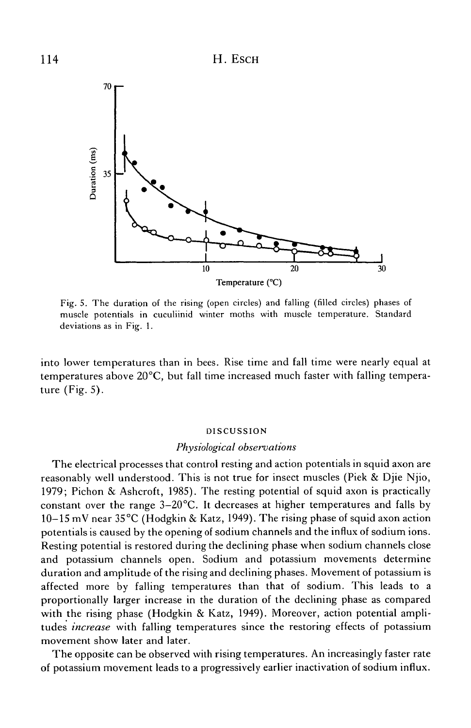Fig. 5. The duration of the rising (open circles) and falling (filled circles) phases of muscle potentials in cuculiinid winter moths with muscle temperature. Standard deviations as in Fig. 1.

into lower temperatures than in bees. Rise time and fall time were nearly equal at temperatures above 20°C, but fall time increased much faster with falling temperature (Fig. 5).

## DISCUSSION

### *Physiological observations*

The electrical processes that control resting and action potentials in squid axon are reasonably well understood. This is not true for insect muscles (Piek & Djie Njio, 1979; Pichon & Ashcroft, 1985). The resting potential of squid axon is practically constant over the range 3–20°C. It decreases at higher temperatures and falls by 10–15 mV near 35°C (Hodgkin & Katz, 1949). The rising phase of squid axon action potentials is caused by the opening of sodium channels and the influx of sodium ions. Resting potential is restored during the declining phase when sodium channels close and potassium channels open. Sodium and potassium movements determine duration and amplitude of the rising and declining phases. Movement of potassium is affected more by falling temperatures than that of sodium. This leads to a proportionally larger increase in the duration of the declining phase as compared with the rising phase (Hodgkin & Katz, 1949). Moreover, action potential amplitudes *increase* with falling temperatures since the restoring effects of potassium movement show later and later.

The opposite can be observed with rising temperatures. An increasingly faster rate of potassium movement leads to a progressively earlier inactivation of sodium influx.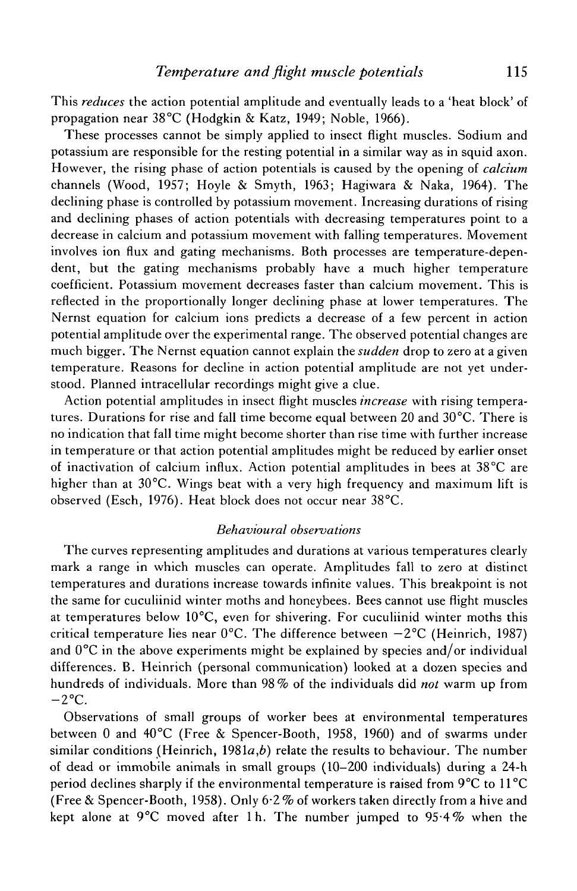This *reduces* the action potential amplitude and eventually leads to a 'heat block' of propagation near 38°C (Hodgkin & Katz, 1949; Noble, 1966).

These processes cannot be simply applied to insect flight muscles. Sodium and potassium are responsible for the resting potential in a similar way as in squid axon. However, the rising phase of action potentials is caused by the opening of *calcium* channels (Wood, 1957; Hoyle & Smyth, 1963; Hagiwara & Naka, 1964). The declining phase is controlled by potassium movement. Increasing durations of rising and declining phases of action potentials with decreasing temperatures point to a decrease in calcium and potassium movement with falling temperatures. Movement involves ion flux and gating mechanisms. Both processes are temperature-dependent, but the gating mechanisms probably have a much higher temperature coefficient. Potassium movement decreases faster than calcium movement. This is reflected in the proportionally longer declining phase at lower temperatures. The Nernst equation for calcium ions predicts a decrease of a few percent in action potential amplitude over the experimental range. The observed potential changes are much bigger. The Nernst equation cannot explain the *sudden* drop to zero at a given temperature. Reasons for decline in action potential amplitude are not yet understood. Planned intracellular recordings might give a clue.

Action potential amplitudes in insect flight muscles *increase* with rising temperatures. Durations for rise and fall time become equal between 20 and 30°C. There is no indication that fall time might become shorter than rise time with further increase in temperature or that action potential amplitudes might be reduced by earlier onset of inactivation of calcium influx. Action potential amplitudes in bees at 38°C are higher than at 30°C. Wings beat with a very high frequency and maximum lift is observed (Esch, 1976). Heat block does not occur near 38°C.

### *Behavioural observations*

The curves representing amplitudes and durations at various temperatures clearly mark a range in which muscles can operate. Amplitudes fall to zero at distinct temperatures and durations increase towards infinite values. This breakpoint is not the same for cuculiinid winter moths and honeybees. Bees cannot use flight muscles at temperatures below 10°C, even for shivering. For cuculiinid winter moths this critical temperature lies near 0°C. The difference between −2°C (Heinrich, 1987) and 0°C in the above experiments might be explained by species and/or individual differences. B. Heinrich (personal communication) looked at a dozen species and hundreds of individuals. More than 98 % of the individuals did *not* warm up from −2°C.

Observations of small groups of worker bees at environmental temperatures between 0 and 40°C (Free & Spencer-Booth, 1958, 1960) and of swarms under similar conditions (Heinrich, 1981*a*,*b*) relate the results to behaviour. The number of dead or immobile animals in small groups (10–200 individuals) during a 24-h period declines sharply if the environmental temperature is raised from 9°C to 11°C (Free & Spencer-Booth, 1958). Only 6·2 % of workers taken directly from a hive and kept alone at 9°C moved after 1 h. The number jumped to 95·4 % when the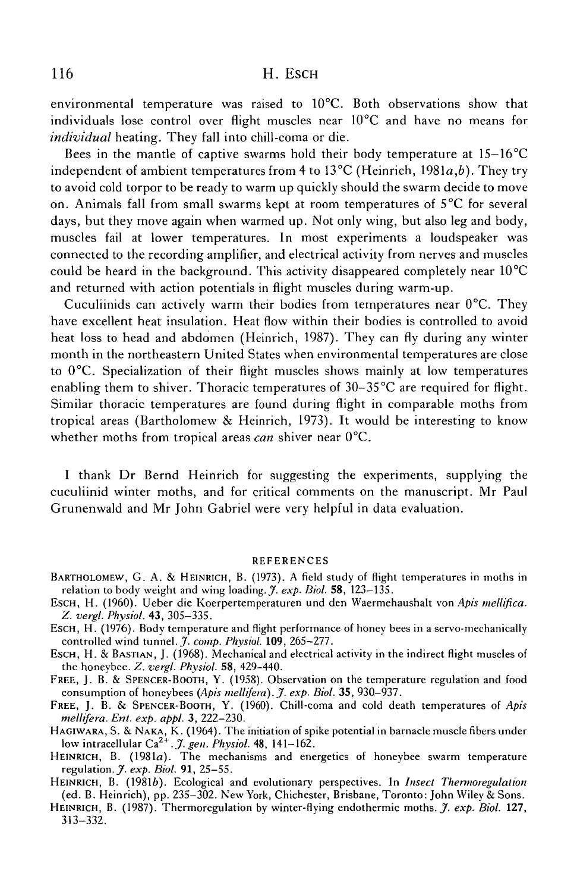environmental temperature was raised to 10°C. Both observations show that individuals lose control over flight muscles near 10°C and have no means for *individual* heating. They fall into chill-coma or die.

Bees in the mantle of captive swarms hold their body temperature at 15–16°C independent of ambient temperatures from 4 to 13°C (Heinrich, 1981*a*,*b*). They try to avoid cold torpor to be ready to warm up quickly should the swarm decide to move on. Animals fall from small swarms kept at room temperatures of 5°C for several days, but they move again when warmed up. Not only wing, but also leg and body, muscles fail at lower temperatures. In most experiments a loudspeaker was connected to the recording amplifier, and electrical activity from nerves and muscles could be heard in the background. This activity disappeared completely near 10°C and returned with action potentials in flight muscles during warm-up.

Cuculiinids can actively warm their bodies from temperatures near 0°C. They have excellent heat insulation. Heat flow within their bodies is controlled to avoid heat loss to head and abdomen (Heinrich, 1987). They can fly during any winter month in the northeastern United States when environmental temperatures are close to 0°C. Specialization of their flight muscles shows mainly at low temperatures enabling them to shiver. Thoracic temperatures of 30–35°C are required for flight. Similar thoracic temperatures are found during flight in comparable moths from tropical areas (Bartholomew & Heinrich, 1973). It would be interesting to know whether moths from tropical areas *can* shiver near 0°C.

I thank Dr Bernd Heinrich for suggesting the experiments, supplying the cuculiinid winter moths, and for critical comments on the manuscript. Mr Paul Grunenwald and Mr John Gabriel were very helpful in data evaluation.

## REFERENCES

Bartholomew, G. A. & Heinrich, B. (1973). A field study of flight temperatures in moths in relation to body weight and wing loading. *J. exp. Biol.* **58**, 123–135.

Esch, H. (1960). Ueber die Koerpertemperaturen und den Waermehaushalt von *Apis mellifica*. *Z. vergl. Physiol.* **43**, 305–335.

Esch, H. (1976). Body temperature and flight performance of honey bees in a servo-mechanically controlled wind tunnel. *J. comp. Physiol.* **109**, 265–277.

Esch, H. & Bastian, J. (1968). Mechanical and electrical activity in the indirect flight muscles of the honeybee. *Z. vergl. Physiol.* **58**, 429–440.

Free, J. B. & Spencer-Booth, Y. (1958). Observation on the temperature regulation and food consumption of honeybees (*Apis mellifera*). *J. exp. Biol.* **35**, 930–937.

Free, J. B. & Spencer-Booth, Y. (1960). Chill-coma and cold death temperatures of *Apis mellifera*. *Ent. exp. appl.* **3**, 222–230.

Hagiwara, S. & Naka, K. (1964). The initiation of spike potential in barnacle muscle fibers under low intracellular $Ca^{2+}$. *J. gen. Physiol.* **48**, 141–162.

Heinrich, B. (1981*a*). The mechanisms and energetics of honeybee swarm temperature regulation. *J. exp. Biol.* **91**, 25–55.

Heinrich, B. (1981*b*). Ecological and evolutionary perspectives. In *Insect Thermoregulation* (ed. B. Heinrich), pp. 235–302. New York, Chichester, Brisbane, Toronto: John Wiley & Sons.

Heinrich, B. (1987). Thermoregulation by winter-flying endothermic moths. *J. exp. Biol.* **127**, 313–332.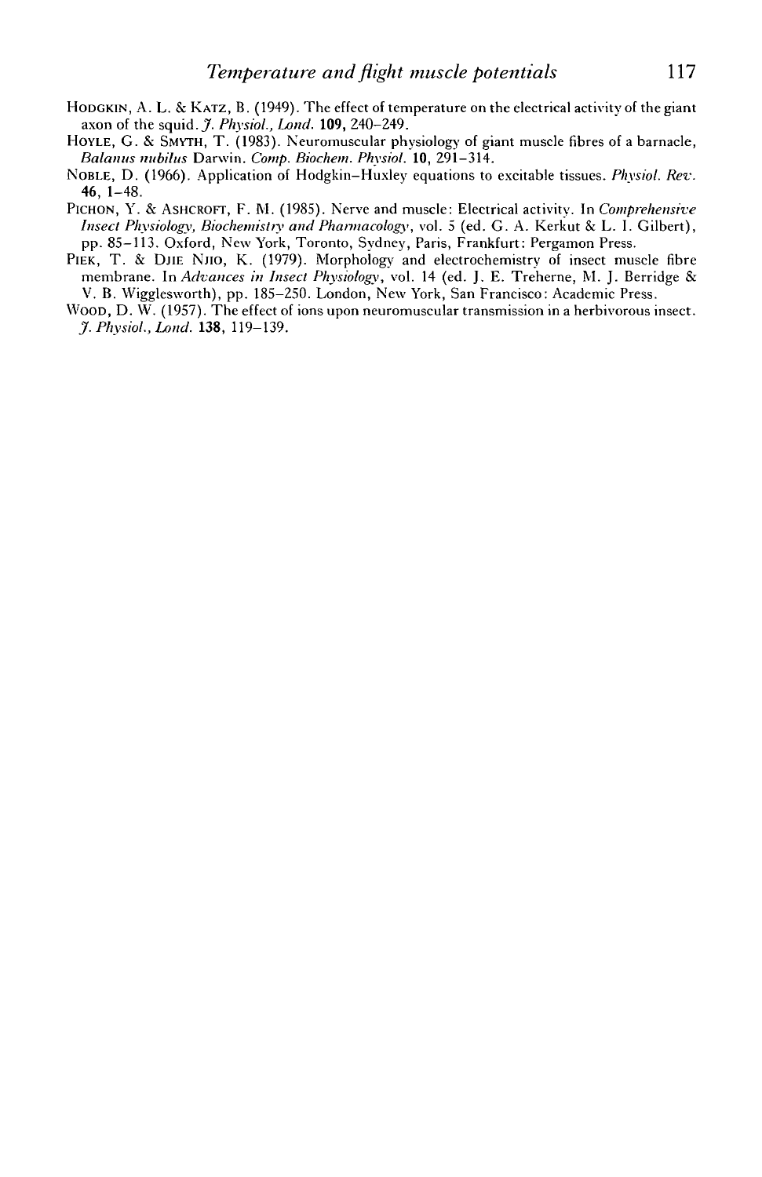Hodgkin, A. L. & Katz, B. (1949). The effect of temperature on the electrical activity of the giant axon of the squid. *J. Physiol., Lond.* **109**, 240–249.

Hoyle, G. & Smyth, T. (1983). Neuromuscular physiology of giant muscle fibres of a barnacle, *Balanus nubilus* Darwin. *Comp. Biochem. Physiol.* **10**, 291–314.

Noble, D. (1966). Application of Hodgkin–Huxley equations to excitable tissues. *Physiol. Rev.* **46**, 1–48.

Pichon, Y. & Ashcroft, F. M. (1985). Nerve and muscle: Electrical activity. In *Comprehensive Insect Physiology, Biochemistry and Pharmacology*, vol. 5 (ed. G. A. Kerkut & L. I. Gilbert), pp. 85–113. Oxford, New York, Toronto, Sydney, Paris, Frankfurt: Pergamon Press.

Piek, T. & Djie Njio, K. (1979). Morphology and electrochemistry of insect muscle fibre membrane. In *Advances in Insect Physiology*, vol. 14 (ed. J. E. Treherne, M. J. Berridge & V. B. Wigglesworth), pp. 185–250. London, New York, San Francisco: Academic Press.

Wood, D. W. (1957). The effect of ions upon neuromuscular transmission in a herbivorous insect. *J. Physiol., Lond.* **138**, 119–139.